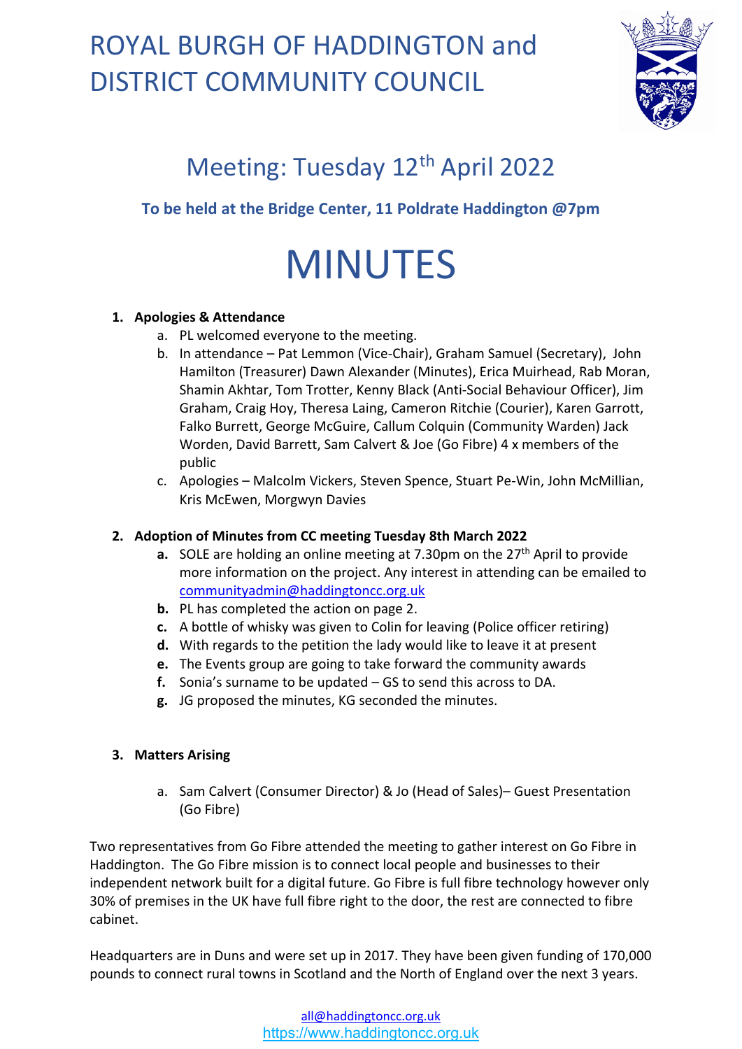# ROYAL BURGH OF HADDINGTON and DISTRICT COMMUNITY COUNCIL

## Meeting: Tuesday 12th April 2022

**To be held at the Bridge Center, 11 Poldrate Haddington @7pm**

# MINUTES

1. **Apologies & Attendance**
   a. PL welcomed everyone to the meeting.
   b. In attendance – Pat Lemmon (Vice-Chair), Graham Samuel (Secretary), John Hamilton (Treasurer) Dawn Alexander (Minutes), Erica Muirhead, Rab Moran, Shamin Akhtar, Tom Trotter, Kenny Black (Anti-Social Behaviour Officer), Jim Graham, Craig Hoy, Theresa Laing, Cameron Ritchie (Courier), Karen Garrott, Falko Burrett, George McGuire, Callum Colquin (Community Warden) Jack Worden, David Barrett, Sam Calvert & Joe (Go Fibre) 4 x members of the public
   c. Apologies – Malcolm Vickers, Steven Spence, Stuart Pe-Win, John McMillian, Kris McEwen, Morgwyn Davies

2. **Adoption of Minutes from CC meeting Tuesday 8th March 2022**
   **a.** SOLE are holding an online meeting at 7.30pm on the 27th April to provide more information on the project. Any interest in attending can be emailed to communityadmin@haddingtoncc.org.uk
   **b.** PL has completed the action on page 2.
   **c.** A bottle of whisky was given to Colin for leaving (Police officer retiring)
   **d.** With regards to the petition the lady would like to leave it at present
   **e.** The Events group are going to take forward the community awards
   **f.** Sonia's surname to be updated – GS to send this across to DA.
   **g.** JG proposed the minutes, KG seconded the minutes.

3. **Matters Arising**
   a. Sam Calvert (Consumer Director) & Jo (Head of Sales)– Guest Presentation (Go Fibre)

Two representatives from Go Fibre attended the meeting to gather interest on Go Fibre in Haddington. The Go Fibre mission is to connect local people and businesses to their independent network built for a digital future. Go Fibre is full fibre technology however only 30% of premises in the UK have full fibre right to the door, the rest are connected to fibre cabinet.

Headquarters are in Duns and were set up in 2017. They have been given funding of 170,000 pounds to connect rural towns in Scotland and the North of England over the next 3 years.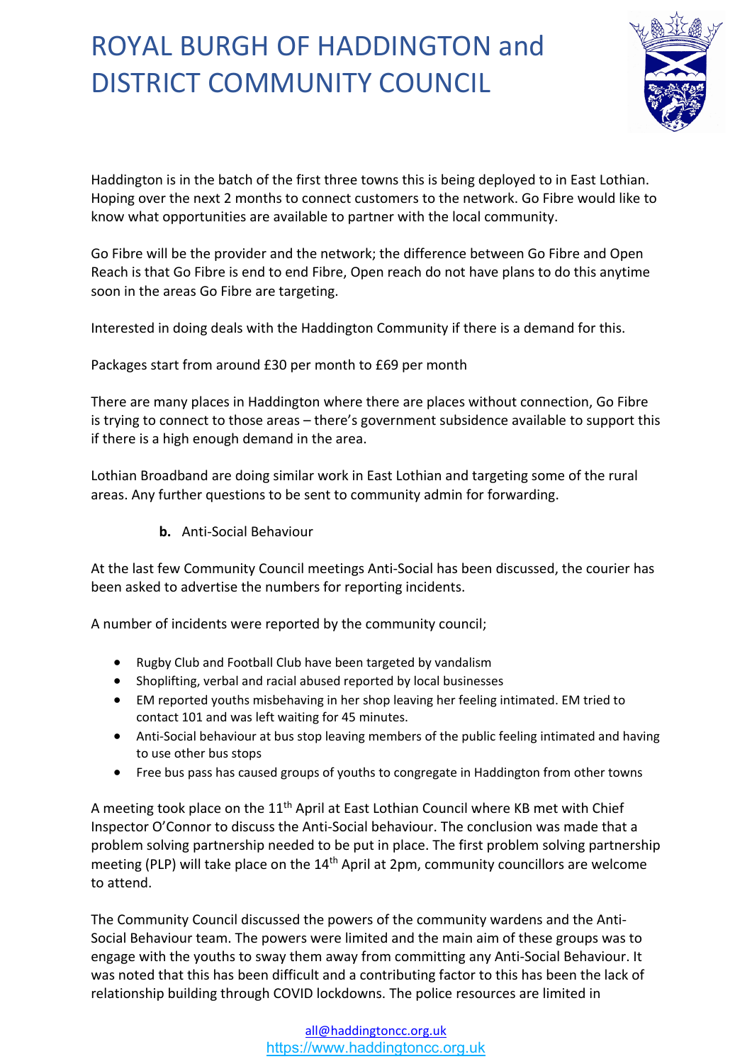Haddington is in the batch of the first three towns this is being deployed to in East Lothian. Hoping over the next 2 months to connect customers to the network. Go Fibre would like to know what opportunities are available to partner with the local community.

Go Fibre will be the provider and the network; the difference between Go Fibre and Open Reach is that Go Fibre is end to end Fibre, Open reach do not have plans to do this anytime soon in the areas Go Fibre are targeting.

Interested in doing deals with the Haddington Community if there is a demand for this.

Packages start from around £30 per month to £69 per month

There are many places in Haddington where there are places without connection, Go Fibre is trying to connect to those areas – there's government subsidence available to support this if there is a high enough demand in the area.

Lothian Broadband are doing similar work in East Lothian and targeting some of the rural areas. Any further questions to be sent to community admin for forwarding.

**b.** Anti-Social Behaviour

At the last few Community Council meetings Anti-Social has been discussed, the courier has been asked to advertise the numbers for reporting incidents.

A number of incidents were reported by the community council;

- Rugby Club and Football Club have been targeted by vandalism
- Shoplifting, verbal and racial abused reported by local businesses
- EM reported youths misbehaving in her shop leaving her feeling intimated. EM tried to contact 101 and was left waiting for 45 minutes.
- Anti-Social behaviour at bus stop leaving members of the public feeling intimated and having to use other bus stops
- Free bus pass has caused groups of youths to congregate in Haddington from other towns

A meeting took place on the 11th April at East Lothian Council where KB met with Chief Inspector O'Connor to discuss the Anti-Social behaviour. The conclusion was made that a problem solving partnership needed to be put in place. The first problem solving partnership meeting (PLP) will take place on the 14th April at 2pm, community councillors are welcome to attend.

The Community Council discussed the powers of the community wardens and the Anti-Social Behaviour team. The powers were limited and the main aim of these groups was to engage with the youths to sway them away from committing any Anti-Social Behaviour. It was noted that this has been difficult and a contributing factor to this has been the lack of relationship building through COVID lockdowns. The police resources are limited in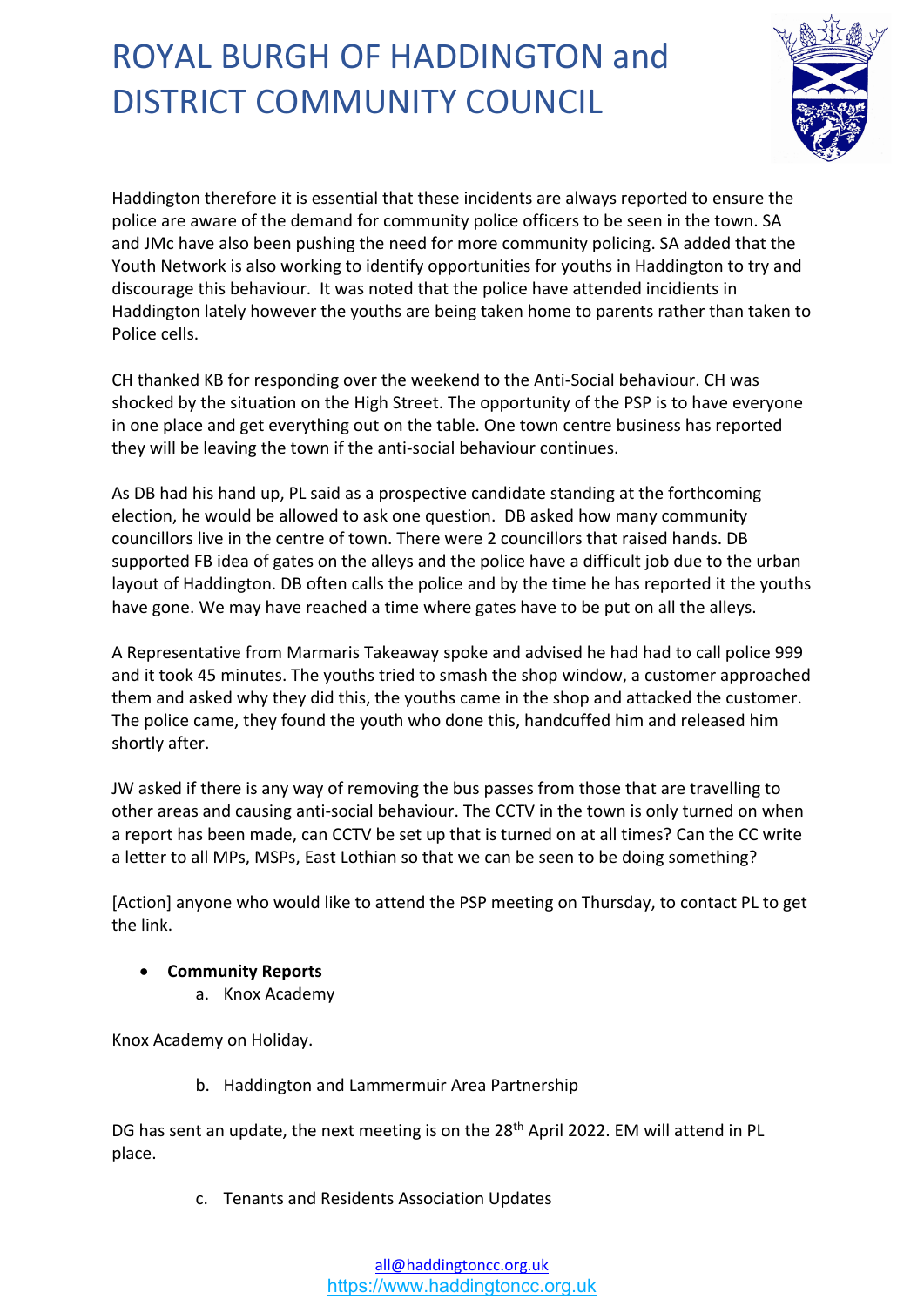Haddington therefore it is essential that these incidents are always reported to ensure the police are aware of the demand for community police officers to be seen in the town. SA and JMc have also been pushing the need for more community policing. SA added that the Youth Network is also working to identify opportunities for youths in Haddington to try and discourage this behaviour. It was noted that the police have attended incidients in Haddington lately however the youths are being taken home to parents rather than taken to Police cells.

CH thanked KB for responding over the weekend to the Anti-Social behaviour. CH was shocked by the situation on the High Street. The opportunity of the PSP is to have everyone in one place and get everything out on the table. One town centre business has reported they will be leaving the town if the anti-social behaviour continues.

As DB had his hand up, PL said as a prospective candidate standing at the forthcoming election, he would be allowed to ask one question. DB asked how many community councillors live in the centre of town. There were 2 councillors that raised hands. DB supported FB idea of gates on the alleys and the police have a difficult job due to the urban layout of Haddington. DB often calls the police and by the time he has reported it the youths have gone. We may have reached a time where gates have to be put on all the alleys.

A Representative from Marmaris Takeaway spoke and advised he had had to call police 999 and it took 45 minutes. The youths tried to smash the shop window, a customer approached them and asked why they did this, the youths came in the shop and attacked the customer. The police came, they found the youth who done this, handcuffed him and released him shortly after.

JW asked if there is any way of removing the bus passes from those that are travelling to other areas and causing anti-social behaviour. The CCTV in the town is only turned on when a report has been made, can CCTV be set up that is turned on at all times? Can the CC write a letter to all MPs, MSPs, East Lothian so that we can be seen to be doing something?

[Action] anyone who would like to attend the PSP meeting on Thursday, to contact PL to get the link.

- **Community Reports**
  a. Knox Academy

Knox Academy on Holiday.

  b. Haddington and Lammermuir Area Partnership

DG has sent an update, the next meeting is on the 28th April 2022. EM will attend in PL place.

  c. Tenants and Residents Association Updates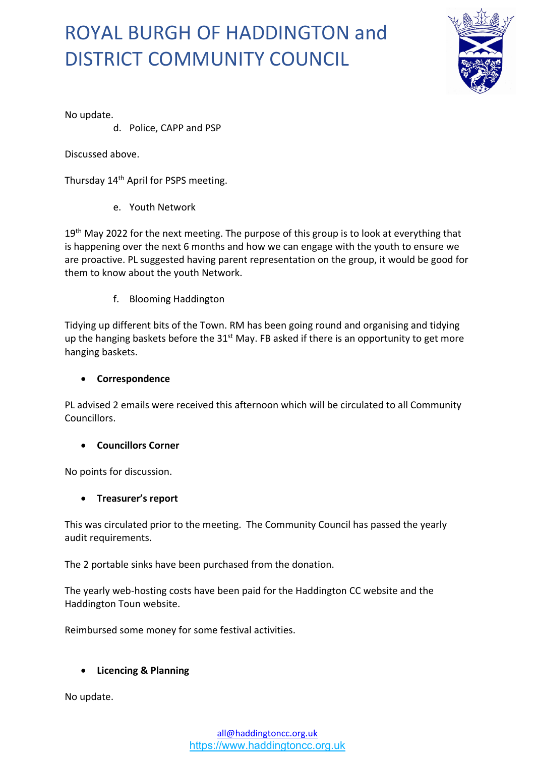No update.

d. Police, CAPP and PSP

Discussed above.

Thursday 14th April for PSPS meeting.

e. Youth Network

19th May 2022 for the next meeting. The purpose of this group is to look at everything that is happening over the next 6 months and how we can engage with the youth to ensure we are proactive. PL suggested having parent representation on the group, it would be good for them to know about the youth Network.

f. Blooming Haddington

Tidying up different bits of the Town. RM has been going round and organising and tidying up the hanging baskets before the 31st May. FB asked if there is an opportunity to get more hanging baskets.

- **Correspondence**

PL advised 2 emails were received this afternoon which will be circulated to all Community Councillors.

- **Councillors Corner**

No points for discussion.

- **Treasurer's report**

This was circulated prior to the meeting. The Community Council has passed the yearly audit requirements.

The 2 portable sinks have been purchased from the donation.

The yearly web-hosting costs have been paid for the Haddington CC website and the Haddington Toun website.

Reimbursed some money for some festival activities.

- **Licencing & Planning**

No update.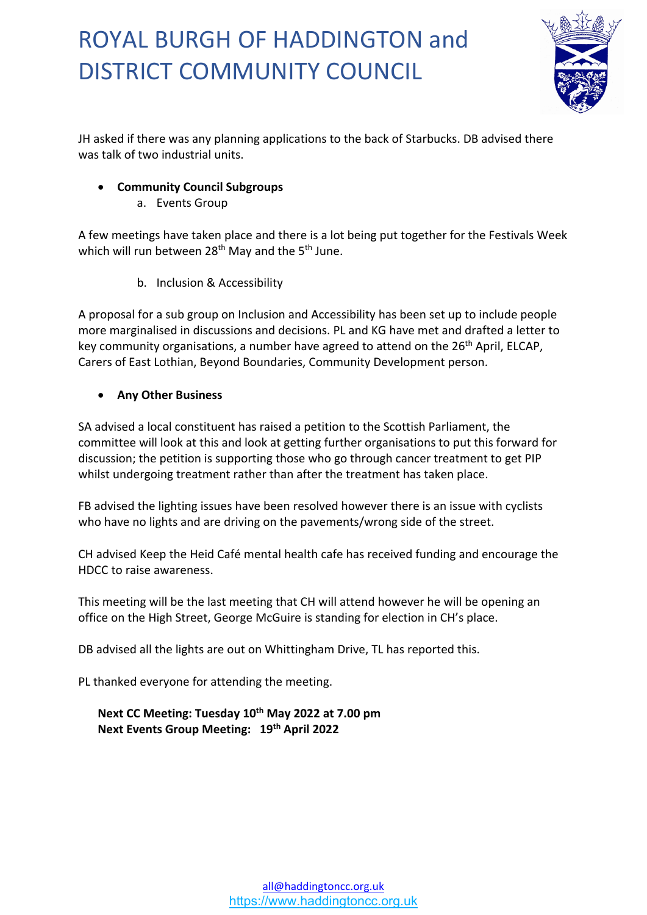JH asked if there was any planning applications to the back of Starbucks. DB advised there was talk of two industrial units.

- **Community Council Subgroups**
    a. Events Group

A few meetings have taken place and there is a lot being put together for the Festivals Week which will run between 28th May and the 5th June.

b. Inclusion & Accessibility

A proposal for a sub group on Inclusion and Accessibility has been set up to include people more marginalised in discussions and decisions. PL and KG have met and drafted a letter to key community organisations, a number have agreed to attend on the 26th April, ELCAP, Carers of East Lothian, Beyond Boundaries, Community Development person.

- **Any Other Business**

SA advised a local constituent has raised a petition to the Scottish Parliament, the committee will look at this and look at getting further organisations to put this forward for discussion; the petition is supporting those who go through cancer treatment to get PIP whilst undergoing treatment rather than after the treatment has taken place.

FB advised the lighting issues have been resolved however there is an issue with cyclists who have no lights and are driving on the pavements/wrong side of the street.

CH advised Keep the Heid Café mental health cafe has received funding and encourage the HDCC to raise awareness.

This meeting will be the last meeting that CH will attend however he will be opening an office on the High Street, George McGuire is standing for election in CH's place.

DB advised all the lights are out on Whittingham Drive, TL has reported this.

PL thanked everyone for attending the meeting.

**Next CC Meeting: Tuesday 10th May 2022 at 7.00 pm**
**Next Events Group Meeting: 19th April 2022**